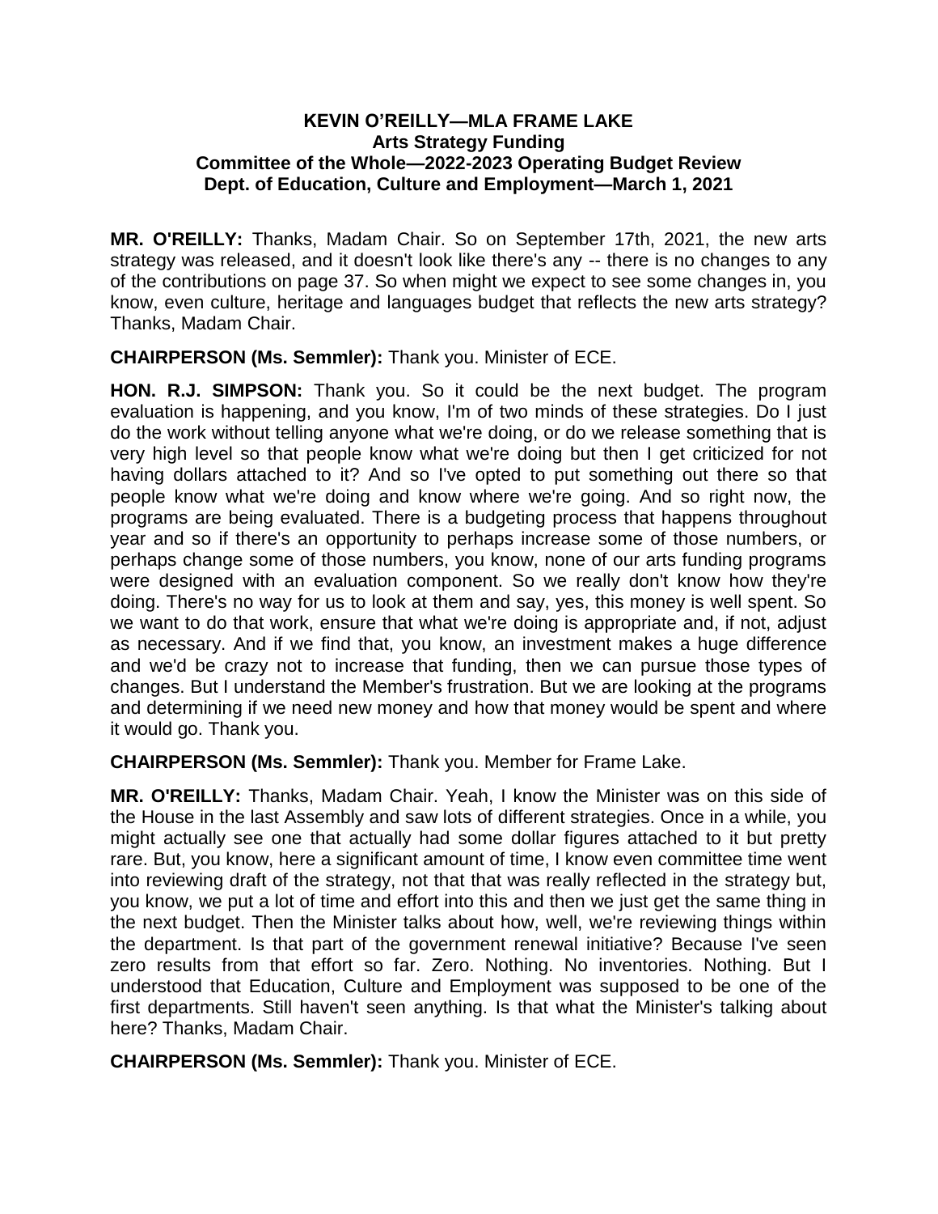**KEVIN O'REILLY—MLA FRAME LAKE**
**Arts Strategy Funding**
**Committee of the Whole—2022-2023 Operating Budget Review**
**Dept. of Education, Culture and Employment—March 1, 2021**

**MR. O'REILLY:** Thanks, Madam Chair. So on September 17th, 2021, the new arts strategy was released, and it doesn't look like there's any -- there is no changes to any of the contributions on page 37. So when might we expect to see some changes in, you know, even culture, heritage and languages budget that reflects the new arts strategy? Thanks, Madam Chair.

**CHAIRPERSON (Ms. Semmler):** Thank you. Minister of ECE.

**HON. R.J. SIMPSON:** Thank you. So it could be the next budget. The program evaluation is happening, and you know, I'm of two minds of these strategies. Do I just do the work without telling anyone what we're doing, or do we release something that is very high level so that people know what we're doing but then I get criticized for not having dollars attached to it? And so I've opted to put something out there so that people know what we're doing and know where we're going. And so right now, the programs are being evaluated. There is a budgeting process that happens throughout year and so if there's an opportunity to perhaps increase some of those numbers, or perhaps change some of those numbers, you know, none of our arts funding programs were designed with an evaluation component. So we really don't know how they're doing. There's no way for us to look at them and say, yes, this money is well spent. So we want to do that work, ensure that what we're doing is appropriate and, if not, adjust as necessary. And if we find that, you know, an investment makes a huge difference and we'd be crazy not to increase that funding, then we can pursue those types of changes. But I understand the Member's frustration. But we are looking at the programs and determining if we need new money and how that money would be spent and where it would go. Thank you.

**CHAIRPERSON (Ms. Semmler):** Thank you. Member for Frame Lake.

**MR. O'REILLY:** Thanks, Madam Chair. Yeah, I know the Minister was on this side of the House in the last Assembly and saw lots of different strategies. Once in a while, you might actually see one that actually had some dollar figures attached to it but pretty rare. But, you know, here a significant amount of time, I know even committee time went into reviewing draft of the strategy, not that that was really reflected in the strategy but, you know, we put a lot of time and effort into this and then we just get the same thing in the next budget. Then the Minister talks about how, well, we're reviewing things within the department. Is that part of the government renewal initiative? Because I've seen zero results from that effort so far. Zero. Nothing. No inventories. Nothing. But I understood that Education, Culture and Employment was supposed to be one of the first departments. Still haven't seen anything. Is that what the Minister's talking about here? Thanks, Madam Chair.

**CHAIRPERSON (Ms. Semmler):** Thank you. Minister of ECE.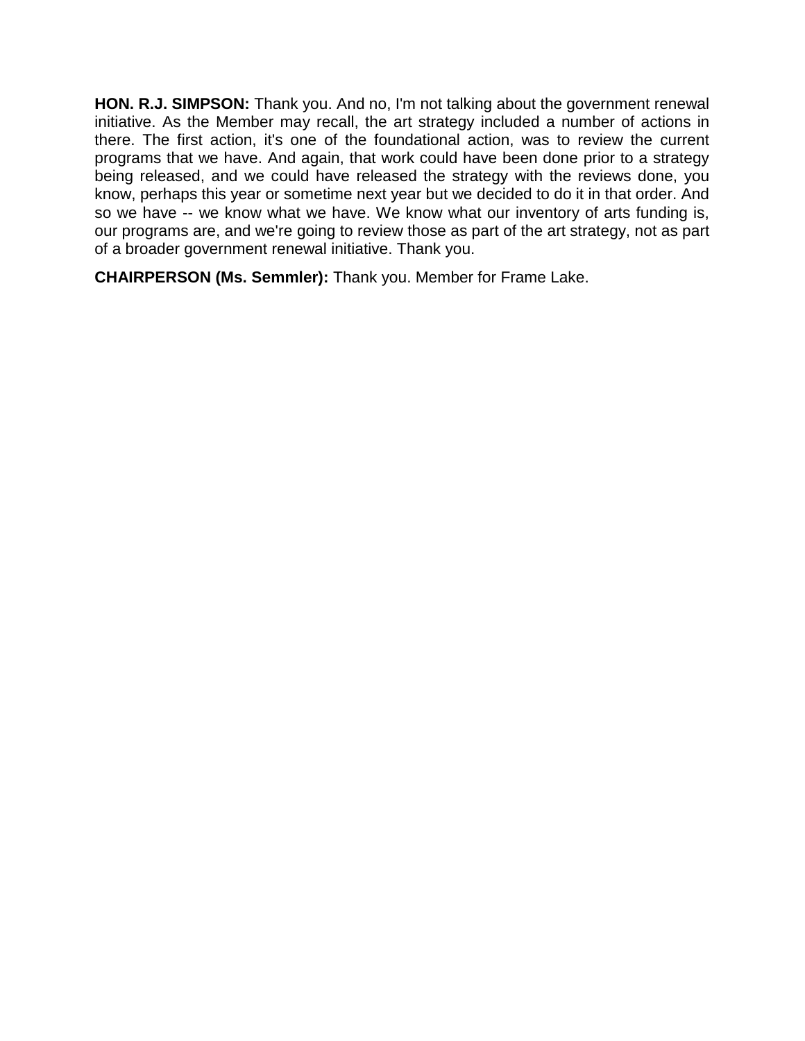**HON. R.J. SIMPSON:** Thank you. And no, I'm not talking about the government renewal initiative. As the Member may recall, the art strategy included a number of actions in there. The first action, it's one of the foundational action, was to review the current programs that we have. And again, that work could have been done prior to a strategy being released, and we could have released the strategy with the reviews done, you know, perhaps this year or sometime next year but we decided to do it in that order. And so we have -- we know what we have. We know what our inventory of arts funding is, our programs are, and we're going to review those as part of the art strategy, not as part of a broader government renewal initiative. Thank you.

**CHAIRPERSON (Ms. Semmler):** Thank you. Member for Frame Lake.